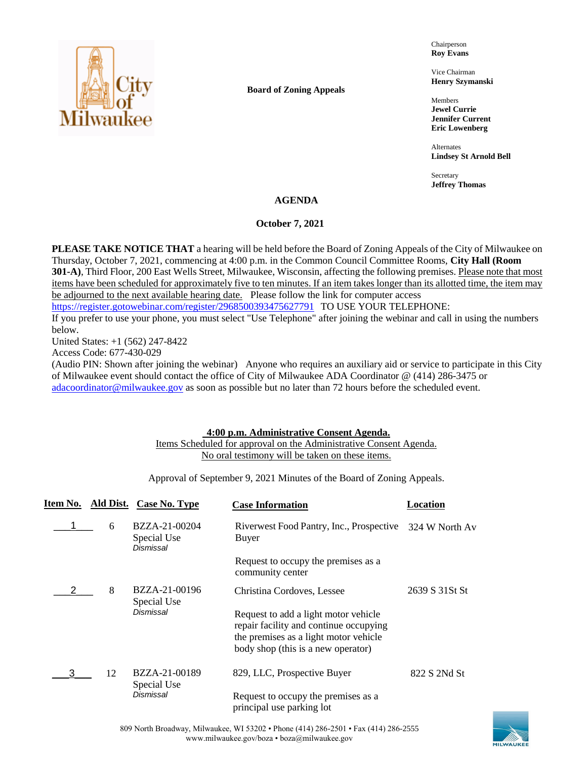**Board of Zoning Appeals**

Chairperson
**Roy Evans**

Vice Chairman
**Henry Szymanski**

Members
**Jewel Currie**
**Jennifer Current**
**Eric Lowenberg**

Alternates
**Lindsey St Arnold Bell**

Secretary
**Jeffrey Thomas**

## AGENDA

### October 7, 2021

**PLEASE TAKE NOTICE THAT** a hearing will be held before the Board of Zoning Appeals of the City of Milwaukee on Thursday, October 7, 2021, commencing at 4:00 p.m. in the Common Council Committee Rooms, **City Hall (Room 301-A)**, Third Floor, 200 East Wells Street, Milwaukee, Wisconsin, affecting the following premises. Please note that most items have been scheduled for approximately five to ten minutes. If an item takes longer than its allotted time, the item may be adjourned to the next available hearing date. Please follow the link for computer access https://register.gotowebinar.com/register/2968500393475627791 TO USE YOUR TELEPHONE:
If you prefer to use your phone, you must select "Use Telephone" after joining the webinar and call in using the numbers below.
United States: +1 (562) 247-8422
Access Code: 677-430-029
(Audio PIN: Shown after joining the webinar) Anyone who requires an auxiliary aid or service to participate in this City of Milwaukee event should contact the office of City of Milwaukee ADA Coordinator @ (414) 286-3475 or adacoordinator@milwaukee.gov as soon as possible but no later than 72 hours before the scheduled event.

**4:00 p.m. Administrative Consent Agenda.**
Items Scheduled for approval on the Administrative Consent Agenda.
No oral testimony will be taken on these items.

Approval of September 9, 2021 Minutes of the Board of Zoning Appeals.

| Item No. | Ald Dist. | Case No. Type | Case Information | Location |
|---|---|---|---|---|
| 1 | 6 | BZZA-21-00204 Special Use *Dismissal* | Riverwest Food Pantry, Inc., Prospective Buyer<br><br>Request to occupy the premises as a community center | 324 W North Av |
| 2 | 8 | BZZA-21-00196 Special Use *Dismissal* | Christina Cordoves, Lessee<br><br>Request to add a light motor vehicle repair facility and continue occupying the premises as a light motor vehicle body shop (this is a new operator) | 2639 S 31St St |
| 3 | 12 | BZZA-21-00189 Special Use *Dismissal* | 829, LLC, Prospective Buyer<br><br>Request to occupy the premises as a principal use parking lot | 822 S 2Nd St |

809 North Broadway, Milwaukee, WI 53202 • Phone (414) 286-2501 • Fax (414) 286-2555
www.milwaukee.gov/boza • boza@milwaukee.gov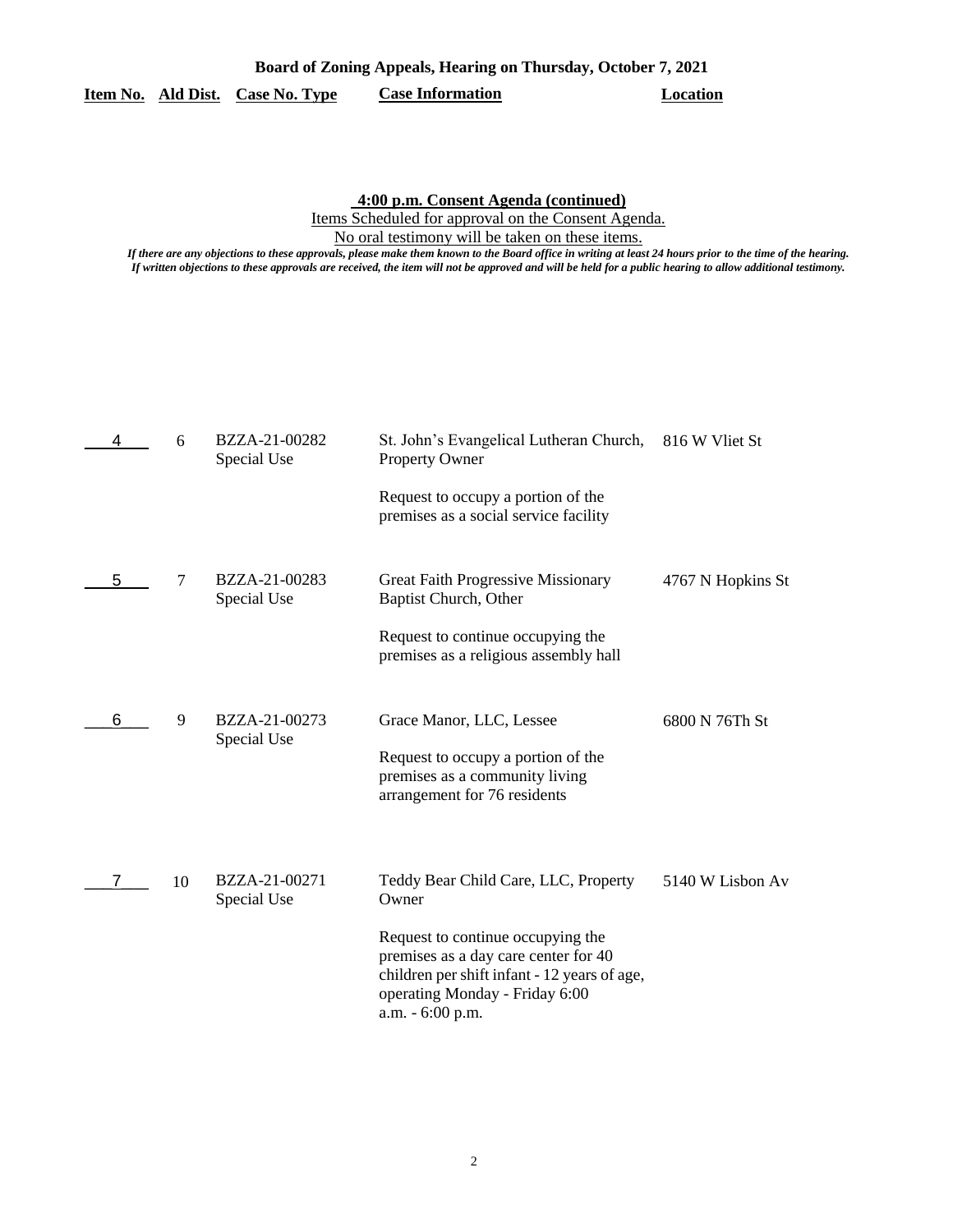**Board of Zoning Appeals, Hearing on Thursday, October 7, 2021**

**4:00 p.m. Consent Agenda (continued)**

Items Scheduled for approval on the Consent Agenda.

No oral testimony will be taken on these items.

*If there are any objections to these approvals, please make them known to the Board office in writing at least 24 hours prior to the time of the hearing. If written objections to these approvals are received, the item will not be approved and will be held for a public hearing to allow additional testimony.*

| Item No. | Ald Dist. | Case No. Type | Case Information | Location |
|---|---|---|---|---|
| 4 | 6 | BZZA-21-00282 Special Use | St. John's Evangelical Lutheran Church, Property Owner<br><br>Request to occupy a portion of the premises as a social service facility | 816 W Vliet St |
| 5 | 7 | BZZA-21-00283 Special Use | Great Faith Progressive Missionary Baptist Church, Other<br><br>Request to continue occupying the premises as a religious assembly hall | 4767 N Hopkins St |
| 6 | 9 | BZZA-21-00273 Special Use | Grace Manor, LLC, Lessee<br><br>Request to occupy a portion of the premises as a community living arrangement for 76 residents | 6800 N 76Th St |
| 7 | 10 | BZZA-21-00271 Special Use | Teddy Bear Child Care, LLC, Property Owner<br><br>Request to continue occupying the premises as a day care center for 40 children per shift infant - 12 years of age, operating Monday - Friday 6:00 a.m. - 6:00 p.m. | 5140 W Lisbon Av |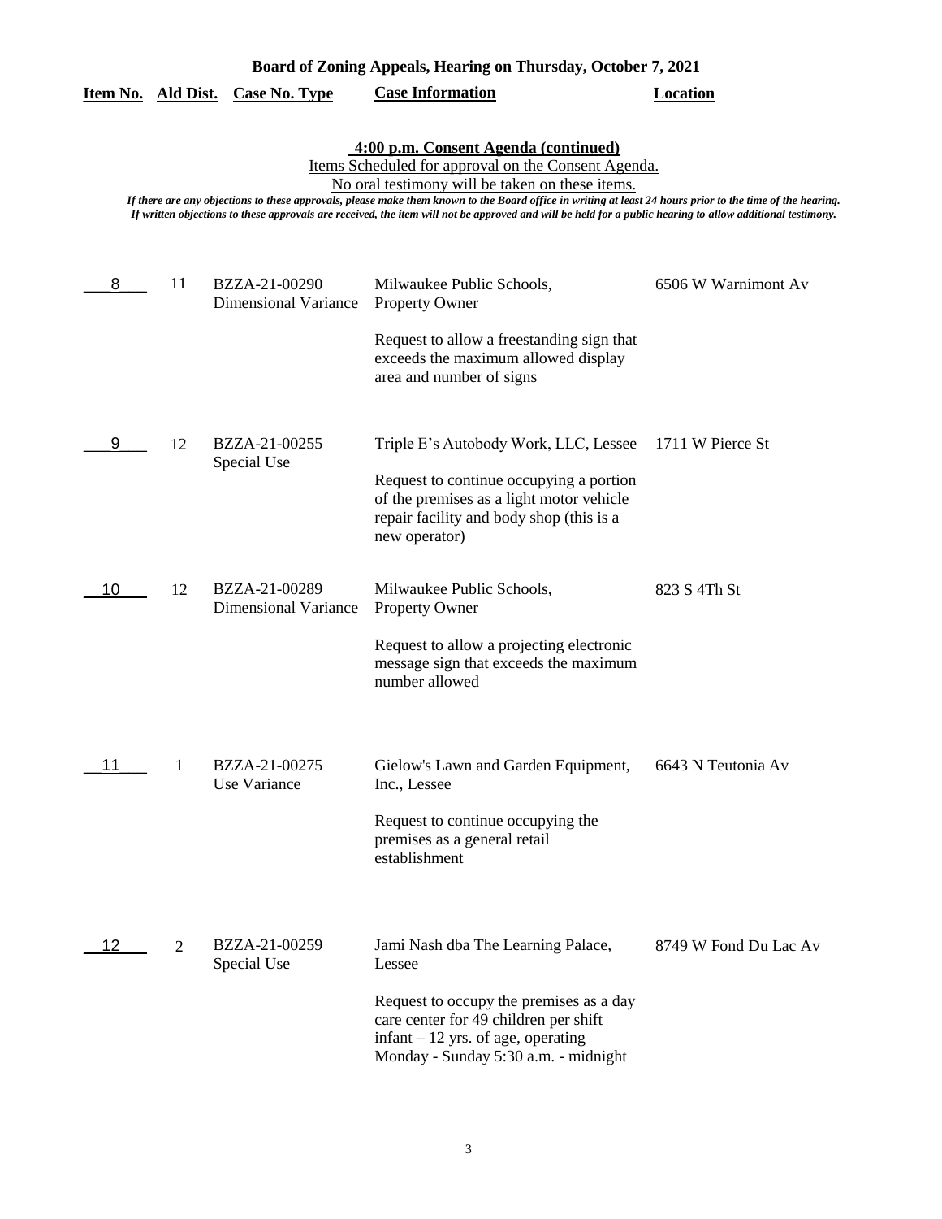**Board of Zoning Appeals, Hearing on Thursday, October 7, 2021**

## 4:00 p.m. Consent Agenda (continued)

Items Scheduled for approval on the Consent Agenda.

No oral testimony will be taken on these items.

*If there are any objections to these approvals, please make them known to the Board office in writing at least 24 hours prior to the time of the hearing. If written objections to these approvals are received, the item will not be approved and will be held for a public hearing to allow additional testimony.*

| Item No. | Ald Dist. | Case No. Type | Case Information | Location |
|---|---|---|---|---|
| 8 | 11 | BZZA-21-00290 Dimensional Variance | Milwaukee Public Schools, Property Owner<br><br>Request to allow a freestanding sign that exceeds the maximum allowed display area and number of signs | 6506 W Warnimont Av |
| 9 | 12 | BZZA-21-00255 Special Use | Triple E's Autobody Work, LLC, Lessee<br><br>Request to continue occupying a portion of the premises as a light motor vehicle repair facility and body shop (this is a new operator) | 1711 W Pierce St |
| 10 | 12 | BZZA-21-00289 Dimensional Variance | Milwaukee Public Schools, Property Owner<br><br>Request to allow a projecting electronic message sign that exceeds the maximum number allowed | 823 S 4Th St |
| 11 | 1 | BZZA-21-00275 Use Variance | Gielow's Lawn and Garden Equipment, Inc., Lessee<br><br>Request to continue occupying the premises as a general retail establishment | 6643 N Teutonia Av |
| 12 | 2 | BZZA-21-00259 Special Use | Jami Nash dba The Learning Palace, Lessee<br><br>Request to occupy the premises as a day care center for 49 children per shift infant – 12 yrs. of age, operating Monday - Sunday 5:30 a.m. - midnight | 8749 W Fond Du Lac Av |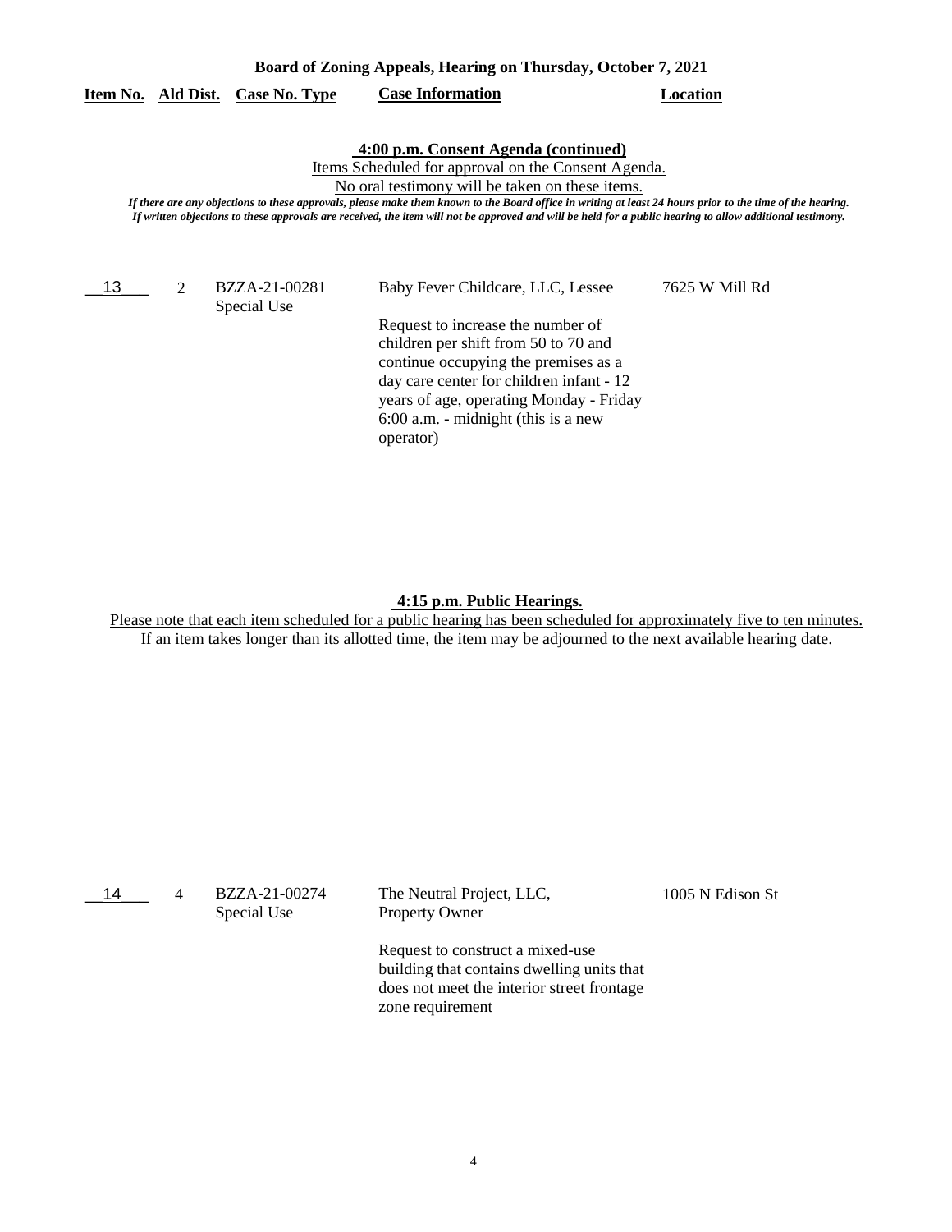**Board of Zoning Appeals, Hearing on Thursday, October 7, 2021**

| Item No. | Ald Dist. | Case No. Type | Case Information | Location |
|---|---|---|---|---|

**4:00 p.m. Consent Agenda (continued)**

Items Scheduled for approval on the Consent Agenda.

No oral testimony will be taken on these items.

*If there are any objections to these approvals, please make them known to the Board office in writing at least 24 hours prior to the time of the hearing. If written objections to these approvals are received, the item will not be approved and will be held for a public hearing to allow additional testimony.*

| Item No. | Ald Dist. | Case No. Type | Case Information | Location |
|---|---|---|---|---|
| 13 | 2 | BZZA-21-00281 Special Use | Baby Fever Childcare, LLC, Lessee<br><br>Request to increase the number of children per shift from 50 to 70 and continue occupying the premises as a day care center for children infant - 12 years of age, operating Monday - Friday 6:00 a.m. - midnight (this is a new operator) | 7625 W Mill Rd |

**4:15 p.m. Public Hearings.**

Please note that each item scheduled for a public hearing has been scheduled for approximately five to ten minutes. If an item takes longer than its allotted time, the item may be adjourned to the next available hearing date.

| Item No. | Ald Dist. | Case No. Type | Case Information | Location |
|---|---|---|---|---|
| 14 | 4 | BZZA-21-00274 Special Use | The Neutral Project, LLC, Property Owner<br><br>Request to construct a mixed-use building that contains dwelling units that does not meet the interior street frontage zone requirement | 1005 N Edison St |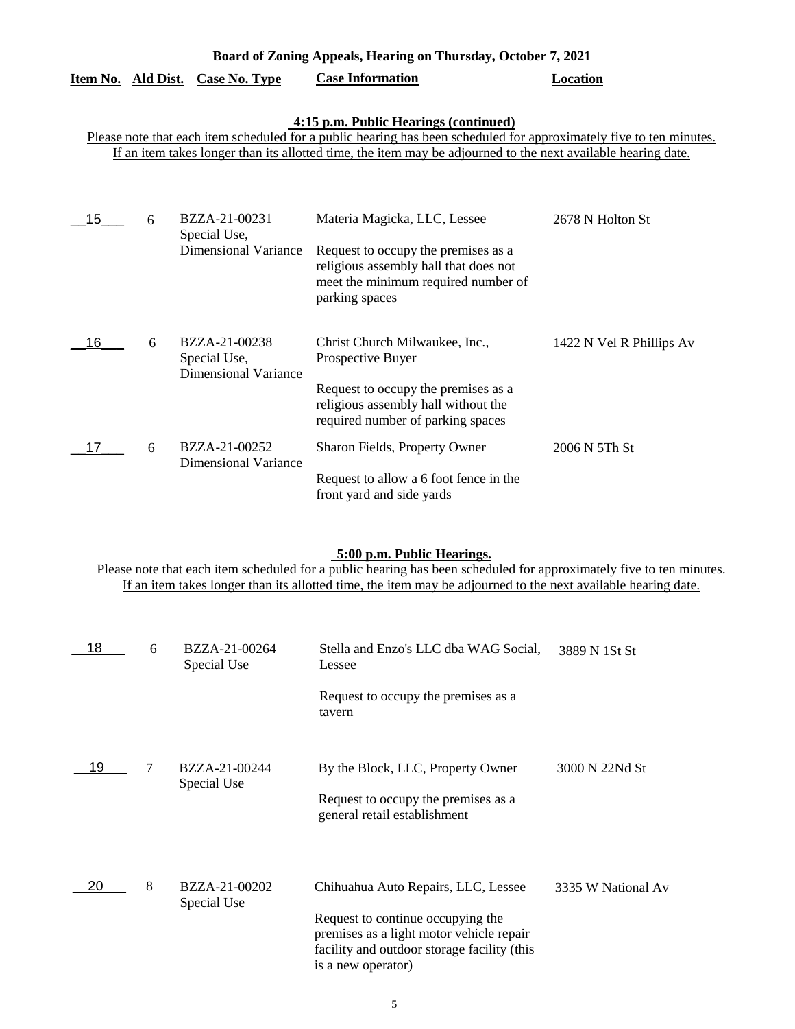**Board of Zoning Appeals, Hearing on Thursday, October 7, 2021**

**4:15 p.m. Public Hearings (continued)**

Please note that each item scheduled for a public hearing has been scheduled for approximately five to ten minutes. If an item takes longer than its allotted time, the item may be adjourned to the next available hearing date.

| Item No. | Ald Dist. | Case No. Type | Case Information | Location |
|---|---|---|---|---|
| 15 | 6 | BZZA-21-00231 Special Use, Dimensional Variance | Materia Magicka, LLC, Lessee<br><br>Request to occupy the premises as a religious assembly hall that does not meet the minimum required number of parking spaces | 2678 N Holton St |
| 16 | 6 | BZZA-21-00238 Special Use, Dimensional Variance | Christ Church Milwaukee, Inc., Prospective Buyer<br><br>Request to occupy the premises as a religious assembly hall without the required number of parking spaces | 1422 N Vel R Phillips Av |
| 17 | 6 | BZZA-21-00252 Dimensional Variance | Sharon Fields, Property Owner<br><br>Request to allow a 6 foot fence in the front yard and side yards | 2006 N 5Th St |

**5:00 p.m. Public Hearings.**

Please note that each item scheduled for a public hearing has been scheduled for approximately five to ten minutes. If an item takes longer than its allotted time, the item may be adjourned to the next available hearing date.

| Item No. | Ald Dist. | Case No. Type | Case Information | Location |
|---|---|---|---|---|
| 18 | 6 | BZZA-21-00264 Special Use | Stella and Enzo's LLC dba WAG Social, Lessee<br><br>Request to occupy the premises as a tavern | 3889 N 1St St |
| 19 | 7 | BZZA-21-00244 Special Use | By the Block, LLC, Property Owner<br><br>Request to occupy the premises as a general retail establishment | 3000 N 22Nd St |
| 20 | 8 | BZZA-21-00202 Special Use | Chihuahua Auto Repairs, LLC, Lessee<br><br>Request to continue occupying the premises as a light motor vehicle repair facility and outdoor storage facility (this is a new operator) | 3335 W National Av |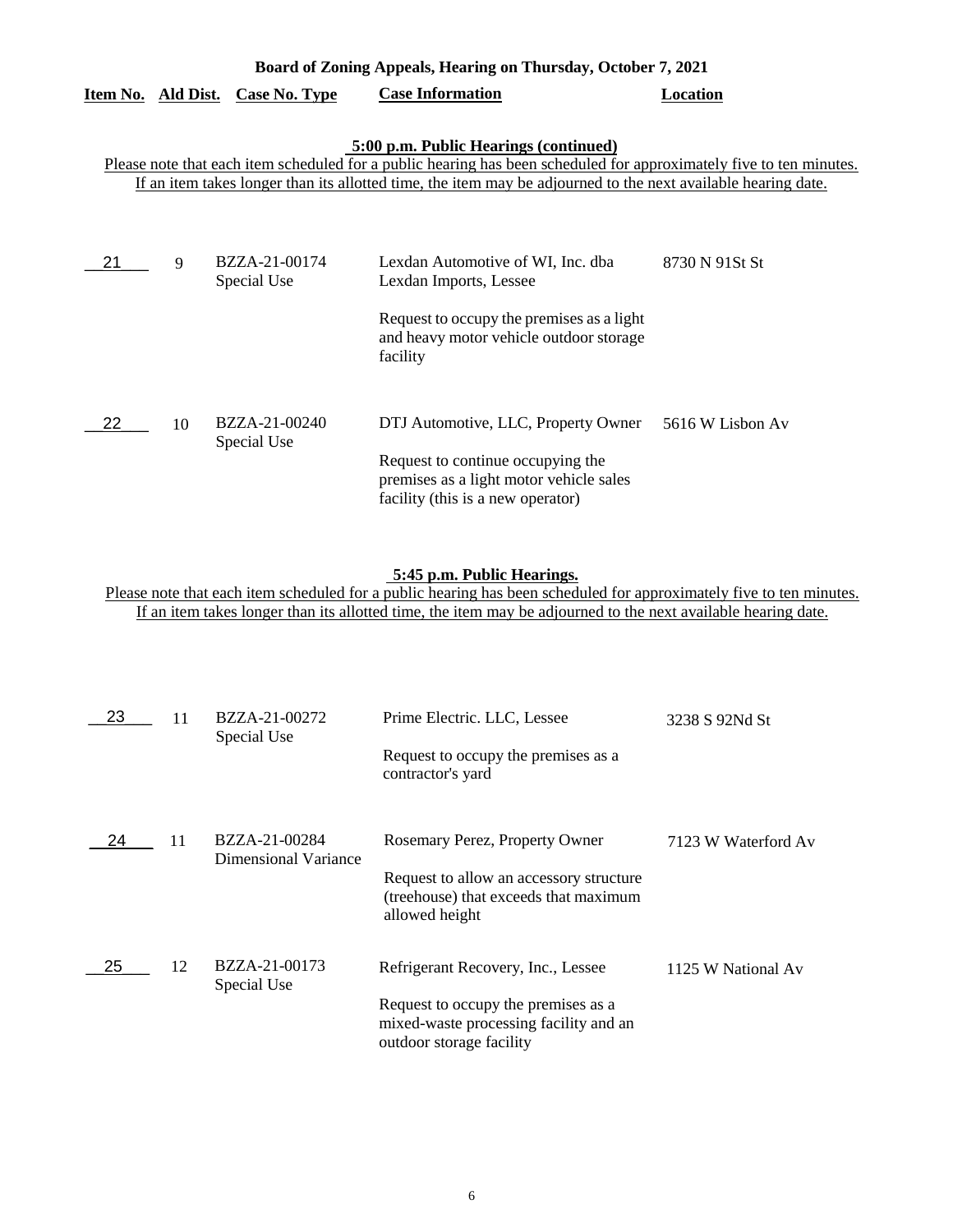**Board of Zoning Appeals, Hearing on Thursday, October 7, 2021**

| Item No. | Ald Dist. | Case No. Type | Case Information | Location |
|---|---|---|---|---|

**5:00 p.m. Public Hearings (continued)**

Please note that each item scheduled for a public hearing has been scheduled for approximately five to ten minutes. If an item takes longer than its allotted time, the item may be adjourned to the next available hearing date.

| Item No. | Ald Dist. | Case No. Type | Case Information | Location |
|---|---|---|---|---|
| 21 | 9 | BZZA-21-00174 Special Use | Lexdan Automotive of WI, Inc. dba Lexdan Imports, Lessee<br><br>Request to occupy the premises as a light and heavy motor vehicle outdoor storage facility | 8730 N 91St St |
| 22 | 10 | BZZA-21-00240 Special Use | DTJ Automotive, LLC, Property Owner<br><br>Request to continue occupying the premises as a light motor vehicle sales facility (this is a new operator) | 5616 W Lisbon Av |

**5:45 p.m. Public Hearings.**

Please note that each item scheduled for a public hearing has been scheduled for approximately five to ten minutes. If an item takes longer than its allotted time, the item may be adjourned to the next available hearing date.

| Item No. | Ald Dist. | Case No. Type | Case Information | Location |
|---|---|---|---|---|
| 23 | 11 | BZZA-21-00272 Special Use | Prime Electric. LLC, Lessee<br><br>Request to occupy the premises as a contractor's yard | 3238 S 92Nd St |
| 24 | 11 | BZZA-21-00284 Dimensional Variance | Rosemary Perez, Property Owner<br><br>Request to allow an accessory structure (treehouse) that exceeds that maximum allowed height | 7123 W Waterford Av |
| 25 | 12 | BZZA-21-00173 Special Use | Refrigerant Recovery, Inc., Lessee<br><br>Request to occupy the premises as a mixed-waste processing facility and an outdoor storage facility | 1125 W National Av |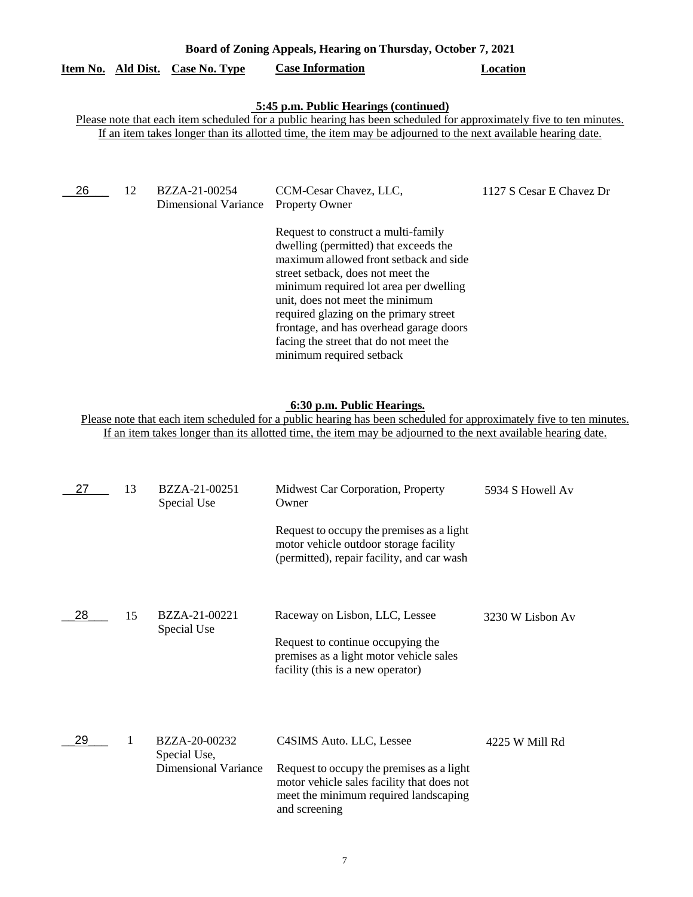**Board of Zoning Appeals, Hearing on Thursday, October 7, 2021**

| Item No. | Ald Dist. | Case No. Type | Case Information | Location |
|---|---|---|---|---|

**5:45 p.m. Public Hearings (continued)**

Please note that each item scheduled for a public hearing has been scheduled for approximately five to ten minutes. If an item takes longer than its allotted time, the item may be adjourned to the next available hearing date.

| Item No. | Ald Dist. | Case No. Type | Case Information | Location |
|---|---|---|---|---|
| 26 | 12 | BZZA-21-00254 Dimensional Variance | CCM-Cesar Chavez, LLC, Property Owner<br><br>Request to construct a multi-family dwelling (permitted) that exceeds the maximum allowed front setback and side street setback, does not meet the minimum required lot area per dwelling unit, does not meet the minimum required glazing on the primary street frontage, and has overhead garage doors facing the street that do not meet the minimum required setback | 1127 S Cesar E Chavez Dr |

**6:30 p.m. Public Hearings.**

Please note that each item scheduled for a public hearing has been scheduled for approximately five to ten minutes. If an item takes longer than its allotted time, the item may be adjourned to the next available hearing date.

| Item No. | Ald Dist. | Case No. Type | Case Information | Location |
|---|---|---|---|---|
| 27 | 13 | BZZA-21-00251 Special Use | Midwest Car Corporation, Property Owner<br><br>Request to occupy the premises as a light motor vehicle outdoor storage facility (permitted), repair facility, and car wash | 5934 S Howell Av |
| 28 | 15 | BZZA-21-00221 Special Use | Raceway on Lisbon, LLC, Lessee<br><br>Request to continue occupying the premises as a light motor vehicle sales facility (this is a new operator) | 3230 W Lisbon Av |
| 29 | 1 | BZZA-20-00232 Special Use, Dimensional Variance | C4SIMS Auto. LLC, Lessee<br><br>Request to occupy the premises as a light motor vehicle sales facility that does not meet the minimum required landscaping and screening | 4225 W Mill Rd |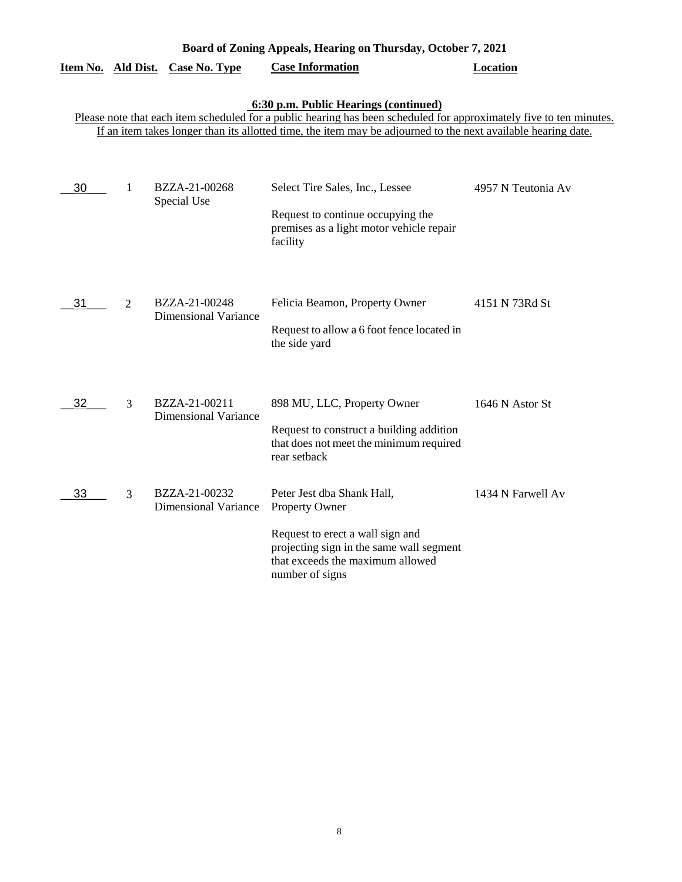**Board of Zoning Appeals, Hearing on Thursday, October 7, 2021**

**6:30 p.m. Public Hearings (continued)**

Please note that each item scheduled for a public hearing has been scheduled for approximately five to ten minutes. If an item takes longer than its allotted time, the item may be adjourned to the next available hearing date.

| Item No. | Ald Dist. | Case No. Type | Case Information | Location |
|---|---|---|---|---|
| 30 | 1 | BZZA-21-00268 Special Use | Select Tire Sales, Inc., Lessee<br><br>Request to continue occupying the premises as a light motor vehicle repair facility | 4957 N Teutonia Av |
| 31 | 2 | BZZA-21-00248 Dimensional Variance | Felicia Beamon, Property Owner<br><br>Request to allow a 6 foot fence located in the side yard | 4151 N 73Rd St |
| 32 | 3 | BZZA-21-00211 Dimensional Variance | 898 MU, LLC, Property Owner<br><br>Request to construct a building addition that does not meet the minimum required rear setback | 1646 N Astor St |
| 33 | 3 | BZZA-21-00232 Dimensional Variance | Peter Jest dba Shank Hall, Property Owner<br><br>Request to erect a wall sign and projecting sign in the same wall segment that exceeds the maximum allowed number of signs | 1434 N Farwell Av |